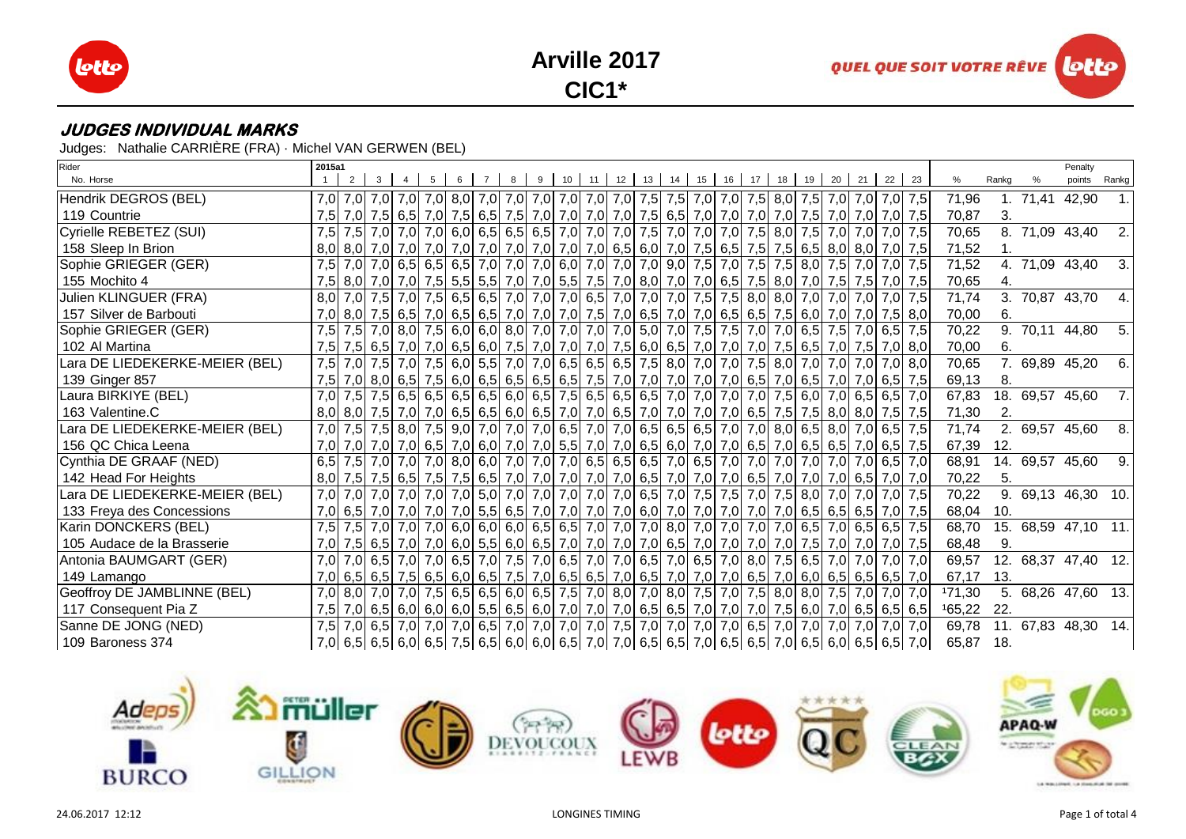# Arville 2017

## CIC1*

### JUDGES INDIVIDUAL MARKS

Judges: Nathalie CARRIÈRE (FRA) · Michel VAN GERWEN (BEL)

| Rider / No. Horse | 1 | 2 | 3 | 4 | 5 | 6 | 7 | 8 | 9 | 10 | 11 | 12 | 13 | 14 | 15 | 16 | 17 | 18 | 19 | 20 | 21 | 22 | 23 | % | Rankg | % | Penalty points | Rankg |
|---|---|---|---|---|---|---|---|---|---|---|---|---|---|---|---|---|---|---|---|---|---|---|---|---|---|---|---|---|
| Hendrik DEGROS (BEL) | 7,0 | 7,0 | 7,0 | 7,0 | 7,0 | 8,0 | 7,0 | 7,0 | 7,0 | 7,0 | 7,0 | 7,0 | 7,5 | 7,5 | 7,0 | 7,0 | 7,5 | 8,0 | 7,5 | 7,0 | 7,0 | 7,0 | 7,5 | 71,96 | 1. | 71,41 | 42,90 | 1. |
| 119 Countrie | 7,5 | 7,0 | 7,5 | 6,5 | 7,0 | 7,5 | 6,5 | 7,5 | 7,0 | 7,0 | 7,0 | 7,0 | 7,5 | 6,5 | 7,0 | 7,0 | 7,0 | 7,0 | 7,5 | 7,0 | 7,0 | 7,0 | 7,5 | 70,87 | 3. | | | |
| Cyrielle REBETEZ (SUI) | 7,5 | 7,5 | 7,0 | 7,0 | 7,0 | 6,0 | 6,5 | 6,5 | 6,5 | 7,0 | 7,0 | 7,0 | 7,5 | 7,0 | 7,0 | 7,0 | 7,5 | 8,0 | 7,5 | 7,0 | 7,0 | 7,0 | 7,5 | 70,65 | 8. | 71,09 | 43,40 | 2. |
| 158 Sleep In Brion | 8,0 | 8,0 | 7,0 | 7,0 | 7,0 | 7,0 | 7,0 | 7,0 | 7,0 | 7,0 | 7,0 | 6,5 | 6,0 | 7,0 | 7,5 | 6,5 | 7,5 | 7,5 | 6,5 | 8,0 | 8,0 | 7,0 | 7,5 | 71,52 | 1. | | | |
| Sophie GRIEGER (GER) | 7,5 | 7,0 | 7,0 | 6,5 | 6,5 | 6,5 | 7,0 | 7,0 | 7,0 | 6,0 | 7,0 | 7,0 | 7,0 | 9,0 | 7,5 | 7,0 | 7,5 | 7,5 | 8,0 | 7,5 | 7,0 | 7,0 | 7,5 | 71,52 | 4. | 71,09 | 43,40 | 3. |
| 155 Mochito 4 | 7,5 | 8,0 | 7,0 | 7,0 | 7,5 | 5,5 | 5,5 | 7,0 | 7,0 | 5,5 | 7,5 | 7,0 | 8,0 | 7,0 | 7,0 | 6,5 | 7,5 | 8,0 | 7,0 | 7,5 | 7,5 | 7,0 | 7,5 | 70,65 | 4. | | | |
| Julien KLINGUER (FRA) | 8,0 | 7,0 | 7,5 | 7,0 | 7,5 | 6,5 | 6,5 | 7,0 | 7,0 | 7,0 | 6,5 | 7,0 | 7,0 | 7,0 | 7,5 | 7,5 | 8,0 | 8,0 | 7,0 | 7,0 | 7,0 | 7,0 | 7,5 | 71,74 | 3. | 70,87 | 43,70 | 4. |
| 157 Silver de Barbouti | 7,0 | 8,0 | 7,5 | 6,5 | 7,0 | 6,5 | 6,5 | 7,0 | 7,0 | 7,0 | 7,5 | 7,0 | 6,5 | 7,0 | 7,0 | 6,5 | 6,5 | 7,5 | 6,0 | 7,0 | 7,0 | 7,5 | 8,0 | 70,00 | 6. | | | |
| Sophie GRIEGER (GER) | 7,5 | 7,5 | 7,0 | 8,0 | 7,5 | 6,0 | 6,0 | 8,0 | 7,0 | 7,0 | 7,0 | 7,0 | 5,0 | 7,0 | 7,5 | 7,5 | 7,0 | 7,0 | 6,5 | 7,5 | 7,0 | 6,5 | 7,5 | 70,22 | 9. | 70,11 | 44,80 | 5. |
| 102 Al Martina | 7,5 | 7,5 | 6,5 | 7,0 | 7,0 | 6,5 | 6,0 | 7,5 | 7,0 | 7,0 | 7,0 | 7,5 | 6,0 | 6,5 | 7,0 | 7,0 | 7,0 | 7,5 | 6,5 | 7,0 | 7,5 | 7,0 | 8,0 | 70,00 | 6. | | | |
| Lara DE LIEDEKERKE-MEIER (BEL) | 7,5 | 7,0 | 7,5 | 7,0 | 7,5 | 6,0 | 5,5 | 7,0 | 7,0 | 6,5 | 6,5 | 6,5 | 7,5 | 8,0 | 7,0 | 7,0 | 7,5 | 8,0 | 7,0 | 7,0 | 7,0 | 7,0 | 8,0 | 70,65 | 7. | 69,89 | 45,20 | 6. |
| 139 Ginger 857 | 7,5 | 7,0 | 8,0 | 6,5 | 7,5 | 6,0 | 6,5 | 6,5 | 6,5 | 6,5 | 7,5 | 7,0 | 7,0 | 7,0 | 7,0 | 6,5 | 7,0 | 6,5 | 7,0 | 6,5 | 7,0 | 6,5 | 7,5 | 69,13 | 8. | | | |
| Laura BIRKIYE (BEL) | 7,0 | 7,5 | 7,5 | 6,5 | 6,5 | 6,5 | 6,5 | 6,0 | 6,5 | 7,5 | 6,5 | 6,5 | 6,5 | 7,0 | 7,0 | 7,0 | 7,0 | 7,5 | 6,0 | 7,0 | 6,5 | 6,5 | 7,0 | 67,83 | 18. | 69,57 | 45,60 | 7. |
| 163 Valentine.C | 8,0 | 8,0 | 7,5 | 7,0 | 7,0 | 6,5 | 6,5 | 6,0 | 6,5 | 7,0 | 7,0 | 6,5 | 7,0 | 7,0 | 7,0 | 7,0 | 6,5 | 7,5 | 7,5 | 8,0 | 8,0 | 7,5 | 7,5 | 71,30 | 2. | | | |
| Lara DE LIEDEKERKE-MEIER (BEL) | 7,0 | 7,5 | 7,5 | 8,0 | 7,5 | 9,0 | 7,0 | 7,0 | 7,0 | 6,5 | 7,0 | 7,0 | 6,5 | 6,5 | 6,5 | 7,0 | 7,0 | 8,0 | 6,5 | 8,0 | 7,0 | 6,5 | 7,5 | 71,74 | 2. | 69,57 | 45,60 | 8. |
| 156 QC Chica Leena | 7,0 | 7,0 | 7,0 | 7,0 | 6,5 | 7,0 | 6,0 | 7,0 | 7,0 | 5,5 | 7,0 | 7,0 | 6,5 | 6,0 | 7,0 | 7,0 | 6,5 | 7,0 | 6,5 | 6,5 | 7,0 | 6,5 | 7,5 | 67,39 | 12. | | | |
| Cynthia DE GRAAF (NED) | 6,5 | 7,5 | 7,0 | 7,0 | 7,0 | 8,0 | 6,0 | 7,0 | 7,0 | 7,0 | 6,5 | 6,5 | 6,5 | 7,0 | 6,5 | 7,0 | 7,0 | 7,0 | 7,0 | 7,0 | 7,0 | 6,5 | 7,0 | 68,91 | 14. | 69,57 | 45,60 | 9. |
| 142 Head For Heights | 8,0 | 7,5 | 7,5 | 6,5 | 7,5 | 7,5 | 6,5 | 7,0 | 7,0 | 7,0 | 7,0 | 7,0 | 6,5 | 7,0 | 7,0 | 7,0 | 6,5 | 7,0 | 7,0 | 7,0 | 6,5 | 7,0 | 7,0 | 70,22 | 5. | | | |
| Lara DE LIEDEKERKE-MEIER (BEL) | 7,0 | 7,0 | 7,0 | 7,0 | 7,0 | 7,0 | 5,0 | 7,0 | 7,0 | 7,0 | 7,0 | 7,0 | 6,5 | 7,0 | 7,5 | 7,5 | 7,0 | 7,5 | 8,0 | 7,0 | 7,0 | 7,0 | 7,5 | 70,22 | 9. | 69,13 | 46,30 | 10. |
| 133 Freya des Concessions | 7,0 | 6,5 | 7,0 | 7,0 | 7,0 | 7,0 | 5,5 | 6,5 | 7,0 | 7,0 | 7,0 | 7,0 | 6,0 | 7,0 | 7,0 | 7,0 | 7,0 | 7,0 | 6,5 | 6,5 | 6,5 | 7,0 | 7,5 | 68,04 | 10. | | | |
| Karin DONCKERS (BEL) | 7,5 | 7,5 | 7,0 | 7,0 | 7,0 | 6,0 | 6,0 | 6,0 | 6,5 | 6,5 | 7,0 | 7,0 | 7,0 | 8,0 | 7,0 | 7,0 | 7,0 | 7,0 | 6,5 | 7,0 | 6,5 | 6,5 | 7,5 | 68,70 | 15. | 68,59 | 47,10 | 11. |
| 105 Audace de la Brasserie | 7,0 | 7,5 | 6,5 | 7,0 | 7,0 | 6,0 | 5,5 | 6,0 | 6,5 | 7,0 | 7,0 | 7,0 | 7,0 | 6,5 | 7,0 | 7,0 | 7,0 | 7,0 | 7,5 | 7,0 | 7,0 | 7,0 | 7,5 | 68,48 | 9. | | | |
| Antonia BAUMGART (GER) | 7,0 | 7,0 | 6,5 | 7,0 | 7,0 | 6,5 | 7,0 | 7,5 | 7,0 | 6,5 | 7,0 | 7,0 | 6,5 | 7,0 | 6,5 | 7,0 | 8,0 | 7,5 | 6,5 | 7,0 | 7,0 | 7,0 | 7,0 | 69,57 | 12. | 68,37 | 47,40 | 12. |
| 149 Lamango | 7,0 | 6,5 | 6,5 | 7,5 | 6,5 | 6,0 | 6,5 | 7,5 | 7,0 | 6,5 | 6,5 | 7,0 | 6,5 | 7,0 | 7,0 | 7,0 | 6,5 | 7,0 | 6,0 | 6,5 | 6,5 | 6,5 | 7,0 | 67,17 | 13. | | | |
| Geoffroy DE JAMBLINNE (BEL) | 7,0 | 8,0 | 7,0 | 7,0 | 7,5 | 6,5 | 6,5 | 6,0 | 6,5 | 7,5 | 7,0 | 8,0 | 7,0 | 8,0 | 7,5 | 7,0 | 7,5 | 8,0 | 8,0 | 7,5 | 7,0 | 7,0 | 7,0 | [1]71,30 | 5. | 68,26 | 47,60 | 13. |
| 117 Consequent Pia Z | 7,5 | 7,0 | 6,5 | 6,0 | 6,0 | 6,0 | 5,5 | 6,5 | 6,0 | 7,0 | 7,0 | 7,0 | 6,5 | 6,5 | 7,0 | 7,0 | 7,0 | 7,5 | 6,0 | 7,0 | 6,5 | 6,5 | 6,5 | [1]65,22 | 22. | | | |
| Sanne DE JONG (NED) | 7,5 | 7,0 | 6,5 | 7,0 | 7,0 | 7,0 | 6,5 | 7,0 | 7,0 | 7,0 | 7,0 | 7,5 | 7,0 | 7,0 | 7,0 | 7,0 | 6,5 | 7,0 | 7,0 | 7,0 | 7,0 | 7,0 | 7,0 | 69,78 | 11. | 67,83 | 48,30 | 14. |
| 109 Baroness 374 | 7,0 | 6,5 | 6,5 | 6,0 | 6,5 | 7,5 | 6,5 | 6,0 | 6,0 | 6,5 | 7,0 | 7,0 | 6,5 | 6,5 | 7,0 | 6,5 | 6,5 | 7,0 | 6,5 | 6,0 | 6,5 | 6,5 | 7,0 | 65,87 | 18. | | | |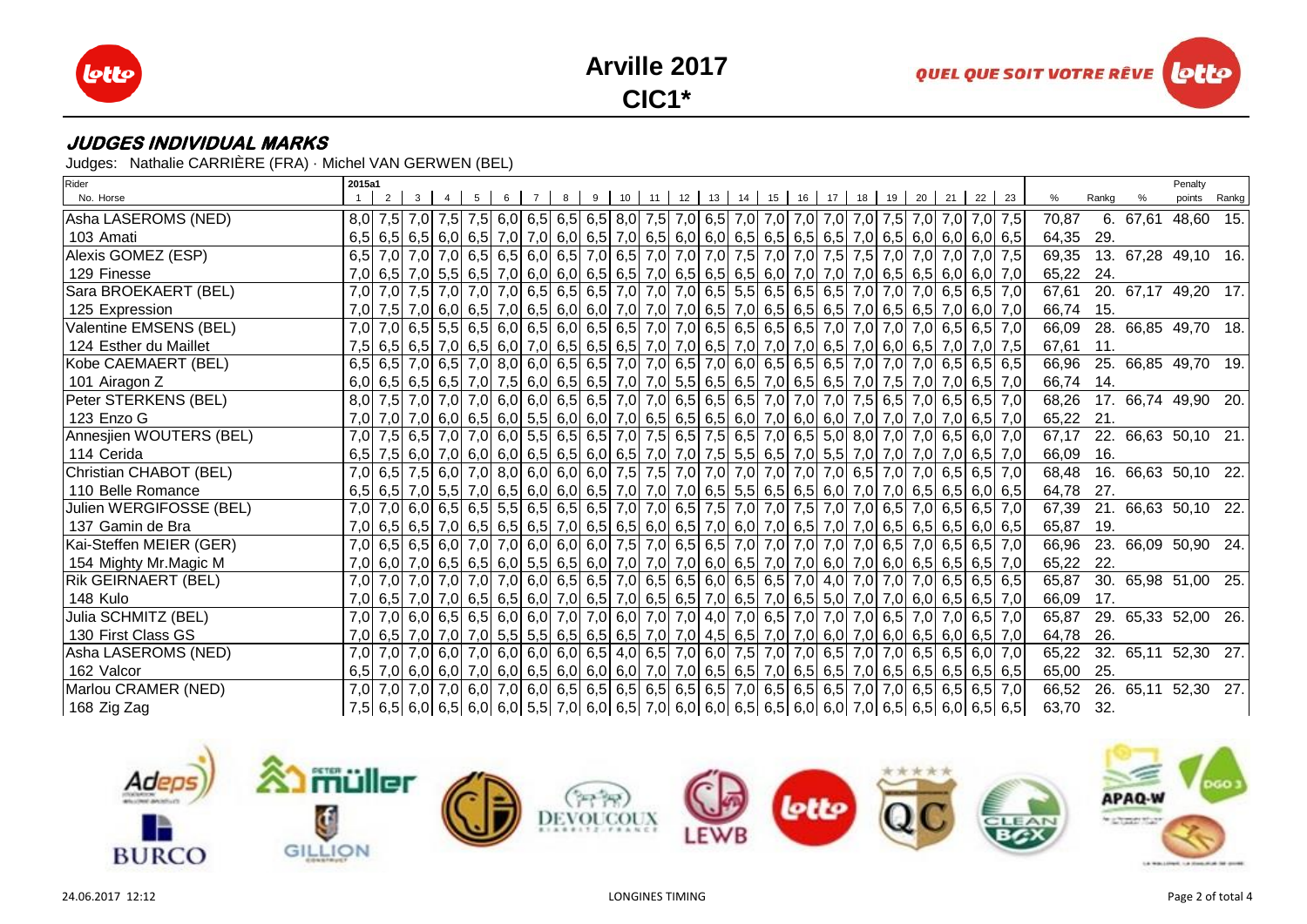# Arville 2017

## CIC1*

### JUDGES INDIVIDUAL MARKS

Judges: Nathalie CARRIÈRE (FRA) · Michel VAN GERWEN (BEL)

| Rider / No. Horse | 2015a1 1 | 2 | 3 | 4 | 5 | 6 | 7 | 8 | 9 | 10 | 11 | 12 | 13 | 14 | 15 | 16 | 17 | 18 | 19 | 20 | 21 | 22 | 23 | % | Rankg | % | Penalty points | Rankg |
|---|---|---|---|---|---|---|---|---|---|---|---|---|---|---|---|---|---|---|---|---|---|---|---|---|---|---|---|---|
| Asha LASEROMS (NED) | 8,0 | 7,5 | 7,0 | 7,5 | 7,5 | 6,0 | 6,5 | 6,5 | 6,5 | 8,0 | 7,5 | 7,0 | 6,5 | 7,0 | 7,0 | 7,0 | 7,0 | 7,0 | 7,5 | 7,0 | 7,0 | 7,0 | 7,5 | 70,87 | 6. | 67,61 | 48,60 | 15. |
| 103 Amati | 6,5 | 6,5 | 6,5 | 6,0 | 6,5 | 7,0 | 7,0 | 6,0 | 6,5 | 7,0 | 6,5 | 6,0 | 6,0 | 6,5 | 6,5 | 6,5 | 6,5 | 7,0 | 6,5 | 6,0 | 6,0 | 6,0 | 6,5 | 64,35 | 29. | | | |
| Alexis GOMEZ (ESP) | 6,5 | 7,0 | 7,0 | 7,0 | 6,5 | 6,5 | 6,0 | 6,5 | 7,0 | 6,5 | 7,0 | 7,0 | 7,0 | 7,5 | 7,0 | 7,0 | 7,5 | 7,5 | 7,0 | 7,0 | 7,0 | 7,0 | 7,5 | 69,35 | 13. | 67,28 | 49,10 | 16. |
| 129 Finesse | 7,0 | 6,5 | 7,0 | 5,5 | 6,5 | 7,0 | 6,0 | 6,0 | 6,5 | 6,5 | 7,0 | 6,5 | 6,5 | 6,5 | 6,0 | 7,0 | 7,0 | 7,0 | 6,5 | 6,5 | 6,0 | 6,0 | 7,0 | 65,22 | 24. | | | |
| Sara BROEKAERT (BEL) | 7,0 | 7,0 | 7,5 | 7,0 | 7,0 | 7,0 | 6,5 | 6,5 | 6,5 | 7,0 | 7,0 | 7,0 | 6,5 | 5,5 | 6,5 | 6,5 | 6,5 | 7,0 | 7,0 | 7,0 | 6,5 | 6,5 | 7,0 | 67,61 | 20. | 67,17 | 49,20 | 17. |
| 125 Expression | 7,0 | 7,5 | 7,0 | 6,0 | 6,5 | 7,0 | 6,5 | 6,0 | 6,0 | 7,0 | 7,0 | 7,0 | 6,5 | 7,0 | 6,5 | 6,5 | 6,5 | 7,0 | 6,5 | 6,5 | 7,0 | 6,0 | 7,0 | 66,74 | 15. | | | |
| Valentine EMSENS (BEL) | 7,0 | 7,0 | 6,5 | 5,5 | 6,5 | 6,0 | 6,5 | 6,0 | 6,5 | 6,5 | 7,0 | 7,0 | 6,5 | 6,5 | 6,5 | 6,5 | 7,0 | 7,0 | 7,0 | 7,0 | 6,5 | 6,5 | 7,0 | 66,09 | 28. | 66,85 | 49,70 | 18. |
| 124 Esther du Maillet | 7,5 | 6,5 | 6,5 | 7,0 | 6,5 | 6,0 | 7,0 | 6,5 | 6,5 | 6,5 | 7,0 | 7,0 | 6,5 | 7,0 | 7,0 | 7,0 | 6,5 | 7,0 | 6,0 | 6,5 | 7,0 | 7,0 | 7,5 | 67,61 | 11. | | | |
| Kobe CAEMAERT (BEL) | 6,5 | 6,5 | 7,0 | 6,5 | 7,0 | 8,0 | 6,0 | 6,5 | 6,5 | 7,0 | 7,0 | 6,5 | 7,0 | 6,0 | 6,5 | 6,5 | 6,5 | 7,0 | 7,0 | 7,0 | 6,5 | 6,5 | 6,5 | 66,96 | 25. | 66,85 | 49,70 | 19. |
| 101 Airagon Z | 6,0 | 6,5 | 6,5 | 6,5 | 7,0 | 7,5 | 6,0 | 6,5 | 6,5 | 7,0 | 7,0 | 5,5 | 6,5 | 6,5 | 7,0 | 6,5 | 6,5 | 7,0 | 7,5 | 7,0 | 7,0 | 6,5 | 7,0 | 66,74 | 14. | | | |
| Peter STERKENS (BEL) | 8,0 | 7,5 | 7,0 | 7,0 | 7,0 | 6,0 | 6,0 | 6,5 | 6,5 | 7,0 | 7,0 | 6,5 | 6,5 | 6,5 | 7,0 | 7,0 | 7,0 | 7,5 | 6,5 | 7,0 | 6,5 | 6,5 | 7,0 | 68,26 | 17. | 66,74 | 49,90 | 20. |
| 123 Enzo G | 7,0 | 7,0 | 7,0 | 6,0 | 6,5 | 6,0 | 5,5 | 6,0 | 6,5 | 7,0 | 6,5 | 6,5 | 6,0 | 7,0 | 6,0 | 6,0 | 6,0 | 7,0 | 7,0 | 7,0 | 7,0 | 6,5 | 7,0 | 65,22 | 21. | | | |
| Annesjien WOUTERS (BEL) | 7,0 | 7,5 | 6,5 | 7,0 | 7,0 | 6,0 | 5,5 | 6,5 | 6,5 | 7,0 | 7,5 | 6,5 | 7,5 | 6,5 | 7,0 | 6,5 | 5,0 | 8,0 | 7,0 | 7,0 | 6,5 | 6,0 | 7,0 | 67,17 | 22. | 66,63 | 50,10 | 21. |
| 114 Cerida | 6,5 | 7,5 | 6,0 | 7,0 | 6,0 | 6,0 | 6,5 | 6,5 | 6,0 | 6,5 | 7,0 | 7,0 | 7,5 | 5,5 | 6,5 | 7,0 | 5,5 | 7,0 | 7,0 | 7,0 | 7,0 | 6,5 | 7,0 | 66,09 | 16. | | | |
| Christian CHABOT (BEL) | 7,0 | 6,5 | 7,5 | 6,0 | 7,0 | 8,0 | 6,0 | 6,0 | 6,0 | 7,5 | 7,5 | 7,0 | 7,0 | 7,0 | 7,0 | 7,0 | 7,0 | 6,5 | 7,0 | 7,0 | 6,5 | 6,5 | 7,0 | 68,48 | 16. | 66,63 | 50,10 | 22. |
| 110 Belle Romance | 6,5 | 6,5 | 7,0 | 5,5 | 7,0 | 6,5 | 6,0 | 6,0 | 6,5 | 7,0 | 7,0 | 7,0 | 6,5 | 5,5 | 6,5 | 6,5 | 6,0 | 7,0 | 7,0 | 6,5 | 6,5 | 6,0 | 6,5 | 64,78 | 27. | | | |
| Julien WERGIFOSSE (BEL) | 7,0 | 7,0 | 6,0 | 6,5 | 6,5 | 5,5 | 6,5 | 6,5 | 6,5 | 7,0 | 7,0 | 6,5 | 7,5 | 7,0 | 7,0 | 7,5 | 7,0 | 7,0 | 6,5 | 7,0 | 6,5 | 6,5 | 7,0 | 67,39 | 21. | 66,63 | 50,10 | 22. |
| 137 Gamin de Bra | 7,0 | 6,5 | 6,5 | 7,0 | 6,5 | 6,5 | 6,5 | 7,0 | 6,5 | 6,5 | 6,0 | 6,5 | 7,0 | 6,0 | 7,0 | 6,5 | 7,0 | 7,0 | 6,5 | 6,5 | 6,5 | 6,0 | 6,5 | 65,87 | 19. | | | |
| Kai-Steffen MEIER (GER) | 7,0 | 6,5 | 6,5 | 6,0 | 7,0 | 7,0 | 6,0 | 6,0 | 6,0 | 7,5 | 7,0 | 6,5 | 6,5 | 7,0 | 7,0 | 7,0 | 7,0 | 7,0 | 6,5 | 7,0 | 6,5 | 6,5 | 7,0 | 66,96 | 23. | 66,09 | 50,90 | 24. |
| 154 Mighty Mr.Magic M | 7,0 | 6,0 | 7,0 | 6,5 | 6,5 | 6,0 | 5,5 | 6,5 | 6,0 | 7,0 | 7,0 | 7,0 | 6,0 | 6,5 | 7,0 | 7,0 | 6,0 | 7,0 | 6,0 | 6,5 | 6,5 | 6,5 | 7,0 | 65,22 | 22. | | | |
| Rik GEIRNAERT (BEL) | 7,0 | 7,0 | 7,0 | 7,0 | 7,0 | 7,0 | 6,0 | 6,5 | 6,5 | 7,0 | 6,5 | 6,5 | 6,0 | 6,5 | 6,5 | 7,0 | 4,0 | 7,0 | 7,0 | 7,0 | 6,5 | 6,5 | 6,5 | 65,87 | 30. | 65,98 | 51,00 | 25. |
| 148 Kulo | 7,0 | 6,5 | 7,0 | 7,0 | 6,5 | 6,5 | 6,0 | 7,0 | 6,5 | 7,0 | 6,5 | 6,5 | 7,0 | 6,5 | 7,0 | 6,5 | 5,0 | 7,0 | 7,0 | 6,0 | 6,5 | 6,5 | 7,0 | 66,09 | 17. | | | |
| Julia SCHMITZ (BEL) | 7,0 | 7,0 | 6,0 | 6,5 | 6,5 | 6,0 | 6,0 | 7,0 | 7,0 | 6,0 | 7,0 | 7,0 | 4,0 | 7,0 | 6,5 | 7,0 | 7,0 | 7,0 | 6,5 | 7,0 | 7,0 | 6,5 | 7,0 | 65,87 | 29. | 65,33 | 52,00 | 26. |
| 130 First Class GS | 7,0 | 6,5 | 7,0 | 7,0 | 7,0 | 5,5 | 5,5 | 6,5 | 6,5 | 6,5 | 7,0 | 7,0 | 4,5 | 6,5 | 7,0 | 7,0 | 6,0 | 7,0 | 6,0 | 6,5 | 6,0 | 6,5 | 7,0 | 64,78 | 26. | | | |
| Asha LASEROMS (NED) | 7,0 | 7,0 | 7,0 | 6,0 | 7,0 | 6,0 | 6,0 | 6,0 | 6,5 | 4,0 | 6,5 | 7,0 | 6,0 | 7,5 | 7,0 | 7,0 | 6,5 | 7,0 | 7,0 | 6,5 | 6,5 | 6,0 | 7,0 | 65,22 | 32. | 65,11 | 52,30 | 27. |
| 162 Valcor | 6,5 | 7,0 | 6,0 | 6,0 | 7,0 | 6,0 | 6,5 | 6,0 | 6,0 | 6,0 | 7,0 | 7,0 | 6,5 | 6,5 | 7,0 | 6,5 | 6,5 | 7,0 | 6,5 | 6,5 | 6,5 | 6,5 | 6,5 | 65,00 | 25. | | | |
| Marlou CRAMER (NED) | 7,0 | 7,0 | 7,0 | 7,0 | 6,0 | 7,0 | 6,0 | 6,5 | 6,5 | 6,5 | 6,5 | 6,5 | 6,5 | 7,0 | 6,5 | 6,5 | 6,5 | 7,0 | 7,0 | 6,5 | 6,5 | 6,5 | 7,0 | 66,52 | 26. | 65,11 | 52,30 | 27. |
| 168 Zig Zag | 7,5 | 6,5 | 6,0 | 6,5 | 6,0 | 6,0 | 5,5 | 7,0 | 6,0 | 6,5 | 7,0 | 6,0 | 6,0 | 6,5 | 6,5 | 6,0 | 6,0 | 7,0 | 6,5 | 6,5 | 6,0 | 6,5 | 6,5 | 63,70 | 32. | | | |

24.06.2017 12:12 LONGINES TIMING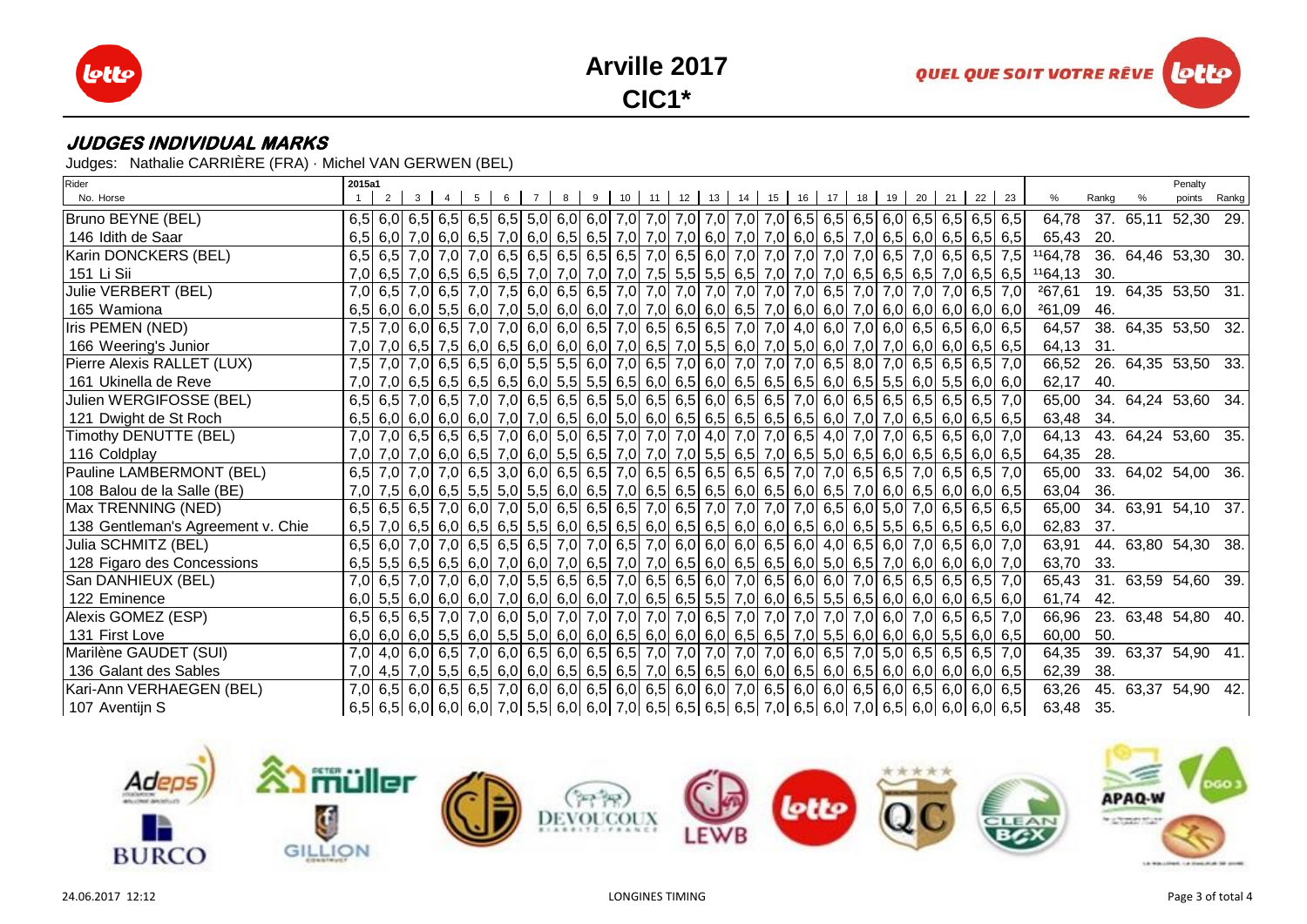# Arville 2017

## CIC1*

### JUDGES INDIVIDUAL MARKS

Judges: Nathalie CARRIÈRE (FRA) · Michel VAN GERWEN (BEL)

| Rider / No. Horse | 2015a1 1 | 2 | 3 | 4 | 5 | 6 | 7 | 8 | 9 | 10 | 11 | 12 | 13 | 14 | 15 | 16 | 17 | 18 | 19 | 20 | 21 | 22 | 23 | % | Rankg | % | Penalty points | Rankg |
|---|---|---|---|---|---|---|---|---|---|---|---|---|---|---|---|---|---|---|---|---|---|---|---|---|---|---|---|---|
| Bruno BEYNE (BEL) | 6,5 | 6,0 | 6,5 | 6,5 | 6,5 | 6,5 | 5,0 | 6,0 | 6,0 | 7,0 | 7,0 | 7,0 | 7,0 | 7,0 | 7,0 | 6,5 | 6,5 | 6,5 | 6,0 | 6,5 | 6,5 | 6,5 | 6,5 | 64,78 | 37. | 65,11 | 52,30 | 29. |
| 146 Idith de Saar | 6,5 | 6,0 | 7,0 | 6,0 | 6,5 | 7,0 | 6,0 | 6,5 | 6,5 | 7,0 | 7,0 | 7,0 | 6,0 | 7,0 | 7,0 | 6,0 | 6,5 | 7,0 | 6,5 | 6,0 | 6,5 | 6,5 | 6,5 | 65,43 | 20. | | | |
| Karin DONCKERS (BEL) | 6,5 | 6,5 | 7,0 | 7,0 | 7,0 | 6,5 | 6,5 | 6,5 | 6,5 | 6,5 | 7,0 | 6,5 | 6,0 | 7,0 | 7,0 | 7,0 | 7,0 | 7,0 | 6,5 | 7,0 | 6,5 | 6,5 | 7,5 | 11 64,78 | 36. | 64,46 | 53,30 | 30. |
| 151 Li Sii | 7,0 | 6,5 | 7,0 | 6,5 | 6,5 | 6,5 | 7,0 | 7,0 | 7,0 | 7,0 | 7,5 | 5,5 | 5,5 | 6,5 | 7,0 | 7,0 | 7,0 | 6,5 | 6,5 | 6,5 | 7,0 | 6,5 | 6,5 | 11 64,13 | 30. | | | |
| Julie VERBERT (BEL) | 7,0 | 6,5 | 7,0 | 6,5 | 7,0 | 7,5 | 6,0 | 6,5 | 6,5 | 7,0 | 7,0 | 7,0 | 7,0 | 7,0 | 7,0 | 7,0 | 6,5 | 7,0 | 7,0 | 7,0 | 7,0 | 6,5 | 7,0 | 2 67,61 | 19. | 64,35 | 53,50 | 31. |
| 165 Wamiona | 6,5 | 6,0 | 6,0 | 5,5 | 6,0 | 7,0 | 5,0 | 6,0 | 6,0 | 7,0 | 7,0 | 6,0 | 6,0 | 6,5 | 7,0 | 6,0 | 6,0 | 7,0 | 6,0 | 6,0 | 6,0 | 6,0 | 6,0 | 2 61,09 | 46. | | | |
| Iris PEMEN (NED) | 7,5 | 7,0 | 6,0 | 6,5 | 7,0 | 7,0 | 6,0 | 6,0 | 6,5 | 7,0 | 6,5 | 6,5 | 6,5 | 7,0 | 7,0 | 4,0 | 6,0 | 7,0 | 6,0 | 6,5 | 6,5 | 6,0 | 6,5 | 64,57 | 38. | 64,35 | 53,50 | 32. |
| 166 Weering's Junior | 7,0 | 7,0 | 6,5 | 7,5 | 6,0 | 6,5 | 6,0 | 6,0 | 6,0 | 7,0 | 6,5 | 7,0 | 5,5 | 6,0 | 7,0 | 5,0 | 6,0 | 7,0 | 7,0 | 6,0 | 6,0 | 6,5 | 6,5 | 64,13 | 31. | | | |
| Pierre Alexis RALLET (LUX) | 7,5 | 7,0 | 7,0 | 6,5 | 6,5 | 6,0 | 5,5 | 5,5 | 6,0 | 7,0 | 6,5 | 7,0 | 6,0 | 7,0 | 7,0 | 7,0 | 6,5 | 8,0 | 7,0 | 6,5 | 6,5 | 6,5 | 7,0 | 66,52 | 26. | 64,35 | 53,50 | 33. |
| 161 Ukinella de Reve | 7,0 | 7,0 | 6,5 | 6,5 | 6,5 | 6,5 | 6,0 | 5,5 | 5,5 | 6,5 | 6,0 | 6,5 | 6,0 | 6,5 | 6,5 | 6,5 | 6,0 | 6,5 | 5,5 | 6,0 | 5,5 | 6,0 | 6,0 | 62,17 | 40. | | | |
| Julien WERGIFOSSE (BEL) | 6,5 | 6,5 | 7,0 | 6,5 | 7,0 | 7,0 | 6,5 | 6,5 | 6,5 | 5,0 | 6,5 | 6,5 | 6,0 | 6,5 | 6,5 | 7,0 | 6,0 | 6,5 | 6,5 | 6,5 | 6,5 | 6,5 | 7,0 | 65,00 | 34. | 64,24 | 53,60 | 34. |
| 121 Dwight de St Roch | 6,5 | 6,0 | 6,0 | 6,0 | 6,0 | 7,0 | 7,0 | 6,5 | 6,0 | 5,0 | 6,0 | 6,5 | 6,5 | 6,5 | 6,5 | 6,5 | 6,0 | 6,5 | 7,0 | 6,5 | 6,0 | 6,5 | 6,5 | 63,48 | 34. | | | |
| Timothy DENUTTE (BEL) | 7,0 | 7,0 | 6,5 | 6,5 | 6,5 | 7,0 | 6,0 | 5,0 | 6,5 | 7,0 | 7,0 | 7,0 | 4,0 | 7,0 | 7,0 | 6,5 | 4,0 | 7,0 | 7,0 | 6,5 | 6,5 | 6,0 | 7,0 | 64,13 | 43. | 64,24 | 53,60 | 35. |
| 116 Coldplay | 7,0 | 7,0 | 7,0 | 6,0 | 6,5 | 7,0 | 6,0 | 5,5 | 6,5 | 7,0 | 7,0 | 7,0 | 5,5 | 6,5 | 7,0 | 6,5 | 5,0 | 6,5 | 6,0 | 6,5 | 6,5 | 6,0 | 6,5 | 64,35 | 28. | | | |
| Pauline LAMBERMONT (BEL) | 6,5 | 7,0 | 7,0 | 7,0 | 6,5 | 3,0 | 6,0 | 6,5 | 6,5 | 7,0 | 6,5 | 6,5 | 6,5 | 6,5 | 6,5 | 7,0 | 7,0 | 6,5 | 6,5 | 7,0 | 6,5 | 6,5 | 7,0 | 65,00 | 33. | 64,02 | 54,00 | 36. |
| 108 Balou de la Salle (BE) | 7,0 | 7,5 | 6,0 | 6,5 | 5,5 | 5,0 | 5,5 | 6,0 | 6,5 | 7,0 | 6,5 | 6,5 | 6,5 | 6,0 | 6,5 | 6,0 | 6,5 | 7,0 | 6,0 | 6,5 | 6,0 | 6,0 | 6,5 | 63,04 | 36. | | | |
| Max TRENNING (NED) | 6,5 | 6,5 | 6,5 | 7,0 | 6,0 | 7,0 | 5,0 | 6,5 | 6,5 | 6,5 | 7,0 | 6,5 | 7,0 | 7,0 | 7,0 | 7,0 | 6,5 | 6,0 | 5,0 | 7,0 | 6,5 | 6,5 | 6,5 | 65,00 | 34. | 63,91 | 54,10 | 37. |
| 138 Gentleman's Agreement v. Chie | 6,5 | 7,0 | 6,5 | 6,0 | 6,5 | 6,5 | 5,5 | 6,0 | 6,5 | 6,5 | 6,0 | 6,5 | 6,5 | 6,0 | 6,0 | 6,5 | 6,0 | 6,5 | 5,5 | 6,5 | 6,5 | 6,5 | 6,0 | 62,83 | 37. | | | |
| Julia SCHMITZ (BEL) | 6,5 | 6,0 | 7,0 | 7,0 | 6,5 | 6,5 | 6,5 | 7,0 | 7,0 | 6,5 | 7,0 | 6,0 | 6,0 | 6,0 | 6,5 | 6,0 | 4,0 | 6,5 | 6,0 | 7,0 | 6,5 | 6,0 | 7,0 | 63,91 | 44. | 63,80 | 54,30 | 38. |
| 128 Figaro des Concessions | 6,5 | 5,5 | 6,5 | 6,5 | 6,0 | 7,0 | 6,0 | 7,0 | 6,5 | 7,0 | 7,0 | 6,5 | 6,0 | 6,5 | 6,5 | 6,0 | 5,0 | 6,5 | 7,0 | 6,0 | 6,0 | 6,0 | 7,0 | 63,70 | 33. | | | |
| San DANHIEUX (BEL) | 7,0 | 6,5 | 7,0 | 7,0 | 6,0 | 7,0 | 5,5 | 6,5 | 6,5 | 7,0 | 6,5 | 6,5 | 6,0 | 7,0 | 6,5 | 6,0 | 6,0 | 7,0 | 6,5 | 6,5 | 6,5 | 6,5 | 7,0 | 65,43 | 31. | 63,59 | 54,60 | 39. |
| 122 Eminence | 6,0 | 5,5 | 6,0 | 6,0 | 6,0 | 7,0 | 6,0 | 6,0 | 6,0 | 7,0 | 6,5 | 6,5 | 5,5 | 7,0 | 6,0 | 6,5 | 5,5 | 6,5 | 6,0 | 6,0 | 6,0 | 6,5 | 6,0 | 61,74 | 42. | | | |
| Alexis GOMEZ (ESP) | 6,5 | 6,5 | 6,5 | 7,0 | 7,0 | 6,0 | 5,0 | 7,0 | 7,0 | 7,0 | 7,0 | 7,0 | 6,5 | 7,0 | 7,0 | 7,0 | 7,0 | 7,0 | 6,0 | 7,0 | 6,5 | 6,5 | 7,0 | 66,96 | 23. | 63,48 | 54,80 | 40. |
| 131 First Love | 6,0 | 6,0 | 6,0 | 5,5 | 6,0 | 5,5 | 5,0 | 6,0 | 6,0 | 6,5 | 6,0 | 6,0 | 6,0 | 6,5 | 6,5 | 7,0 | 5,5 | 6,0 | 6,0 | 6,0 | 5,5 | 6,0 | 6,5 | 60,00 | 50. | | | |
| Marilène GAUDET (SUI) | 7,0 | 4,0 | 6,0 | 6,5 | 7,0 | 6,0 | 6,5 | 6,0 | 6,5 | 6,5 | 7,0 | 7,0 | 7,0 | 7,0 | 7,0 | 6,0 | 6,5 | 7,0 | 5,0 | 6,5 | 6,5 | 6,5 | 7,0 | 64,35 | 39. | 63,37 | 54,90 | 41. |
| 136 Galant des Sables | 7,0 | 4,5 | 7,0 | 5,5 | 6,5 | 6,0 | 6,0 | 6,5 | 6,5 | 6,5 | 7,0 | 6,5 | 6,5 | 6,0 | 6,0 | 6,5 | 6,0 | 6,5 | 6,0 | 6,0 | 6,0 | 6,0 | 6,5 | 62,39 | 38. | | | |
| Kari-Ann VERHAEGEN (BEL) | 7,0 | 6,5 | 6,0 | 6,5 | 6,5 | 7,0 | 6,0 | 6,0 | 6,5 | 6,0 | 6,5 | 6,0 | 6,0 | 7,0 | 6,5 | 6,0 | 6,0 | 6,5 | 6,0 | 6,5 | 6,0 | 6,0 | 6,5 | 63,26 | 45. | 63,37 | 54,90 | 42. |
| 107 Aventijn S | 6,5 | 6,5 | 6,0 | 6,0 | 6,0 | 7,0 | 5,5 | 6,0 | 6,0 | 7,0 | 6,5 | 6,5 | 6,5 | 6,5 | 7,0 | 6,5 | 6,0 | 7,0 | 6,5 | 6,0 | 6,0 | 6,0 | 6,5 | 63,48 | 35. | | | |

24.06.2017 12:12 LONGINES TIMING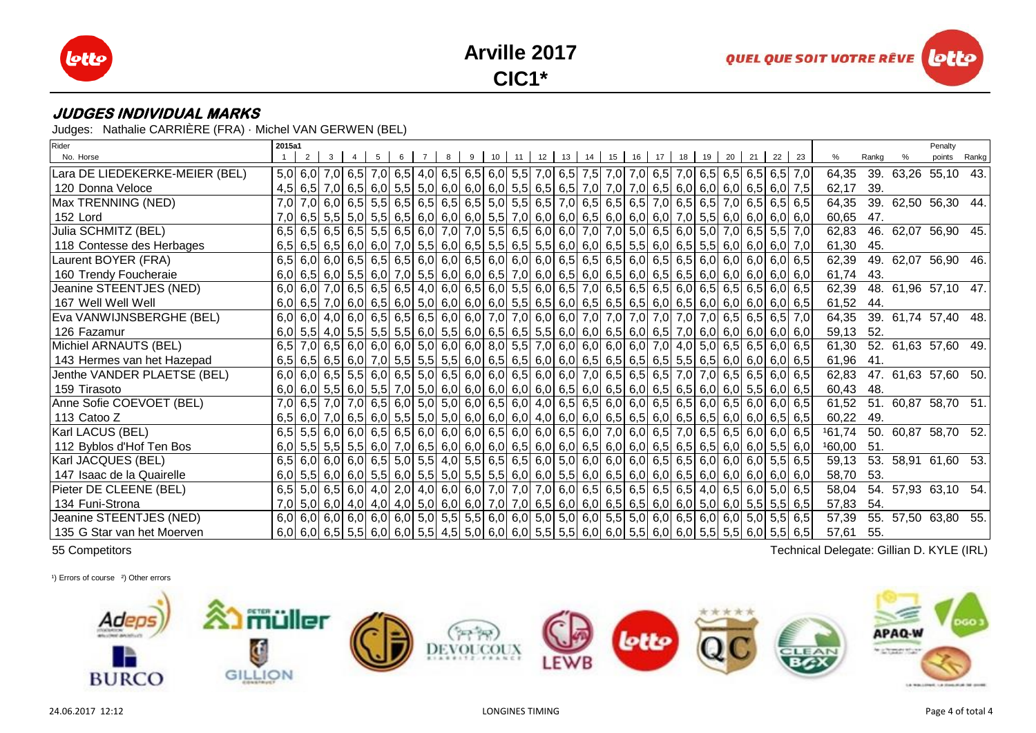# Arville 2017

## CIC1*

### JUDGES INDIVIDUAL MARKS

Judges: Nathalie CARRIÈRE (FRA) · Michel VAN GERWEN (BEL)

| Rider / No. Horse | 2015a1 1 | 2 | 3 | 4 | 5 | 6 | 7 | 8 | 9 | 10 | 11 | 12 | 13 | 14 | 15 | 16 | 17 | 18 | 19 | 20 | 21 | 22 | 23 | % | Rankg | % | Penalty points | Rankg |
|---|---|---|---|---|---|---|---|---|---|---|---|---|---|---|---|---|---|---|---|---|---|---|---|---|---|---|---|---|
| Lara DE LIEDEKERKE-MEIER (BEL) | 5,0 | 6,0 | 7,0 | 6,5 | 7,0 | 6,5 | 4,0 | 6,5 | 6,5 | 6,0 | 5,5 | 7,0 | 6,5 | 7,5 | 7,0 | 7,0 | 6,5 | 7,0 | 6,5 | 6,5 | 6,5 | 6,5 | 7,0 | 64,35 | 39. | 63,26 | 55,10 | 43. |
| 120 Donna Veloce | 4,5 | 6,5 | 7,0 | 6,5 | 6,0 | 5,5 | 5,0 | 6,0 | 6,0 | 6,0 | 5,5 | 6,5 | 6,5 | 7,0 | 7,0 | 7,0 | 6,5 | 6,0 | 6,0 | 6,0 | 6,5 | 6,0 | 7,5 | 62,17 | 39. | | | |
| Max TRENNING (NED) | 7,0 | 7,0 | 6,0 | 6,5 | 5,5 | 6,5 | 6,5 | 6,5 | 6,5 | 5,0 | 5,5 | 6,5 | 7,0 | 6,5 | 6,5 | 6,5 | 7,0 | 6,5 | 6,5 | 7,0 | 6,5 | 6,5 | 6,5 | 64,35 | 39. | 62,50 | 56,30 | 44. |
| 152 Lord | 7,0 | 6,5 | 5,5 | 5,0 | 5,5 | 6,5 | 6,0 | 6,0 | 6,0 | 5,5 | 7,0 | 6,0 | 6,0 | 6,5 | 6,0 | 6,0 | 6,0 | 7,0 | 5,5 | 6,0 | 6,0 | 6,0 | 6,0 | 60,65 | 47. | | | |
| Julia SCHMITZ (BEL) | 6,5 | 6,5 | 6,5 | 6,5 | 5,5 | 6,5 | 6,0 | 7,0 | 7,0 | 5,5 | 6,5 | 6,0 | 6,0 | 7,0 | 7,0 | 5,0 | 6,5 | 6,0 | 5,0 | 7,0 | 6,5 | 5,5 | 7,0 | 62,83 | 46. | 62,07 | 56,90 | 45. |
| 118 Contesse des Herbages | 6,5 | 6,5 | 6,5 | 6,0 | 6,0 | 7,0 | 5,5 | 6,0 | 6,5 | 5,5 | 6,5 | 5,5 | 6,0 | 6,0 | 6,5 | 5,5 | 6,0 | 6,5 | 5,5 | 6,0 | 6,0 | 6,0 | 7,0 | 61,30 | 45. | | | |
| Laurent BOYER (FRA) | 6,5 | 6,0 | 6,0 | 6,5 | 6,5 | 6,5 | 6,0 | 6,0 | 6,5 | 6,0 | 6,0 | 6,0 | 6,5 | 6,5 | 6,5 | 6,0 | 6,5 | 6,5 | 6,0 | 6,0 | 6,0 | 6,0 | 6,5 | 62,39 | 49. | 62,07 | 56,90 | 46. |
| 160 Trendy Foucheraie | 6,0 | 6,5 | 6,0 | 5,5 | 6,0 | 7,0 | 5,5 | 6,0 | 6,0 | 6,5 | 7,0 | 6,0 | 6,5 | 6,0 | 6,5 | 6,0 | 6,5 | 6,5 | 6,0 | 6,0 | 6,0 | 6,0 | 6,0 | 61,74 | 43. | | | |
| Jeanine STEENTJES (NED) | 6,0 | 6,0 | 7,0 | 6,5 | 6,5 | 6,5 | 4,0 | 6,0 | 6,5 | 6,0 | 5,5 | 6,0 | 6,5 | 7,0 | 6,5 | 6,5 | 6,5 | 6,0 | 6,5 | 6,5 | 6,5 | 6,0 | 6,5 | 62,39 | 48. | 61,96 | 57,10 | 47. |
| 167 Well Well Well | 6,0 | 6,5 | 7,0 | 6,0 | 6,5 | 6,0 | 5,0 | 6,0 | 6,0 | 6,0 | 5,5 | 6,5 | 6,0 | 6,5 | 6,5 | 6,5 | 6,0 | 6,5 | 6,0 | 6,0 | 6,0 | 6,0 | 6,5 | 61,52 | 44. | | | |
| Eva VANWIJNSBERGHE (BEL) | 6,0 | 6,0 | 4,0 | 6,0 | 6,5 | 6,5 | 6,5 | 6,0 | 6,0 | 7,0 | 7,0 | 6,0 | 6,0 | 7,0 | 7,0 | 7,0 | 7,0 | 7,0 | 7,0 | 6,5 | 6,5 | 6,5 | 7,0 | 64,35 | 39. | 61,74 | 57,40 | 48. |
| 126 Fazamur | 6,0 | 5,5 | 4,0 | 5,5 | 5,5 | 5,5 | 6,0 | 5,5 | 6,0 | 6,5 | 6,5 | 5,5 | 6,0 | 6,0 | 6,5 | 6,0 | 6,5 | 7,0 | 6,0 | 6,0 | 6,0 | 6,0 | 6,0 | 59,13 | 52. | | | |
| Michiel ARNAUTS (BEL) | 6,5 | 7,0 | 6,5 | 6,0 | 6,0 | 6,0 | 5,0 | 6,0 | 6,0 | 8,0 | 5,5 | 7,0 | 6,0 | 6,0 | 6,0 | 6,0 | 7,0 | 4,0 | 5,0 | 6,5 | 6,5 | 6,0 | 6,5 | 61,30 | 52. | 61,63 | 57,60 | 49. |
| 143 Hermes van het Hazepad | 6,5 | 6,5 | 6,5 | 6,0 | 7,0 | 5,5 | 5,5 | 5,5 | 6,0 | 6,5 | 6,5 | 6,0 | 6,0 | 6,5 | 6,5 | 6,5 | 6,5 | 5,5 | 6,5 | 6,0 | 6,0 | 6,0 | 6,5 | 61,96 | 41. | | | |
| Jenthe VANDER PLAETSE (BEL) | 6,0 | 6,0 | 6,5 | 5,5 | 6,0 | 6,5 | 5,0 | 6,5 | 6,0 | 6,0 | 6,5 | 6,0 | 6,0 | 7,0 | 6,5 | 6,5 | 6,5 | 7,0 | 7,0 | 6,5 | 6,5 | 6,0 | 6,5 | 62,83 | 47. | 61,63 | 57,60 | 50. |
| 159 Tirasoto | 6,0 | 6,0 | 5,5 | 6,0 | 5,5 | 7,0 | 5,0 | 6,0 | 6,0 | 6,0 | 6,0 | 6,0 | 6,5 | 6,0 | 6,5 | 6,0 | 6,5 | 6,5 | 6,0 | 6,0 | 5,5 | 6,0 | 6,5 | 60,43 | 48. | | | |
| Anne Sofie COEVOET (BEL) | 7,0 | 6,5 | 7,0 | 7,0 | 6,5 | 6,0 | 5,0 | 5,0 | 6,0 | 6,5 | 6,0 | 4,0 | 6,5 | 6,5 | 6,0 | 6,0 | 6,5 | 6,5 | 6,0 | 6,5 | 6,0 | 6,0 | 6,5 | 61,52 | 51. | 60,87 | 58,70 | 51. |
| 113 Catoo Z | 6,5 | 6,0 | 7,0 | 6,5 | 6,0 | 5,5 | 5,0 | 5,0 | 6,0 | 6,0 | 6,0 | 4,0 | 6,0 | 6,0 | 6,5 | 6,5 | 6,0 | 6,5 | 6,5 | 6,0 | 6,0 | 6,5 | 6,5 | 60,22 | 49. | | | |
| Karl LACUS (BEL) | 6,5 | 5,5 | 6,0 | 6,0 | 6,5 | 6,5 | 6,0 | 6,0 | 6,0 | 6,5 | 6,0 | 6,0 | 6,5 | 6,0 | 7,0 | 6,0 | 6,5 | 7,0 | 6,5 | 6,5 | 6,0 | 6,0 | 6,5 | [1]61,74 | 50. | 60,87 | 58,70 | 52. |
| 112 Byblos d'Hof Ten Bos | 6,0 | 5,5 | 5,5 | 5,5 | 6,0 | 7,0 | 6,5 | 6,0 | 6,0 | 6,0 | 6,5 | 6,0 | 6,0 | 6,5 | 6,0 | 6,0 | 6,5 | 6,5 | 6,5 | 6,0 | 6,0 | 5,5 | 6,0 | [1]60,00 | 51. | | | |
| Karl JACQUES (BEL) | 6,5 | 6,0 | 6,0 | 6,0 | 6,5 | 5,0 | 5,5 | 4,0 | 5,5 | 6,5 | 6,5 | 6,0 | 5,0 | 6,0 | 6,0 | 6,0 | 6,5 | 6,5 | 6,0 | 6,0 | 6,0 | 5,5 | 6,5 | 59,13 | 53. | 58,91 | 61,60 | 53. |
| 147 Isaac de la Quairelle | 6,0 | 5,5 | 6,0 | 6,0 | 5,5 | 6,0 | 5,5 | 5,0 | 5,5 | 5,5 | 6,0 | 6,0 | 5,5 | 6,0 | 6,5 | 6,0 | 6,0 | 6,5 | 6,0 | 6,0 | 6,0 | 6,0 | 6,0 | 58,70 | 53. | | | |
| Pieter DE CLEENE (BEL) | 6,5 | 5,0 | 6,5 | 6,0 | 4,0 | 2,0 | 4,0 | 6,0 | 6,0 | 7,0 | 7,0 | 7,0 | 6,0 | 6,5 | 6,5 | 6,5 | 6,5 | 6,5 | 4,0 | 6,5 | 6,0 | 5,0 | 6,5 | 58,04 | 54. | 57,93 | 63,10 | 54. |
| 134 Funi-Strona | 7,0 | 5,0 | 6,0 | 4,0 | 4,0 | 4,0 | 5,0 | 6,0 | 6,0 | 7,0 | 7,0 | 6,5 | 6,0 | 6,0 | 6,5 | 6,5 | 6,0 | 6,0 | 5,0 | 6,0 | 5,5 | 5,5 | 6,5 | 57,83 | 54. | | | |
| Jeanine STEENTJES (NED) | 6,0 | 6,0 | 6,0 | 6,0 | 6,0 | 6,0 | 5,0 | 5,5 | 5,5 | 6,0 | 6,0 | 5,0 | 5,0 | 6,0 | 5,5 | 5,0 | 6,0 | 6,5 | 6,0 | 6,0 | 5,0 | 5,5 | 6,5 | 57,39 | 55. | 57,50 | 63,80 | 55. |
| 135 G Star van het Moerven | 6,0 | 6,0 | 6,5 | 5,5 | 6,0 | 6,0 | 5,5 | 4,5 | 5,0 | 6,0 | 6,0 | 5,5 | 5,5 | 6,0 | 6,0 | 5,5 | 6,0 | 6,0 | 5,5 | 5,5 | 6,0 | 5,5 | 6,5 | 57,61 | 55. | | | |

55 Competitors

Technical Delegate: Gillian D. KYLE (IRL)

[1] Errors of course [2] Other errors

24.06.2017 12:12 LONGINES TIMING